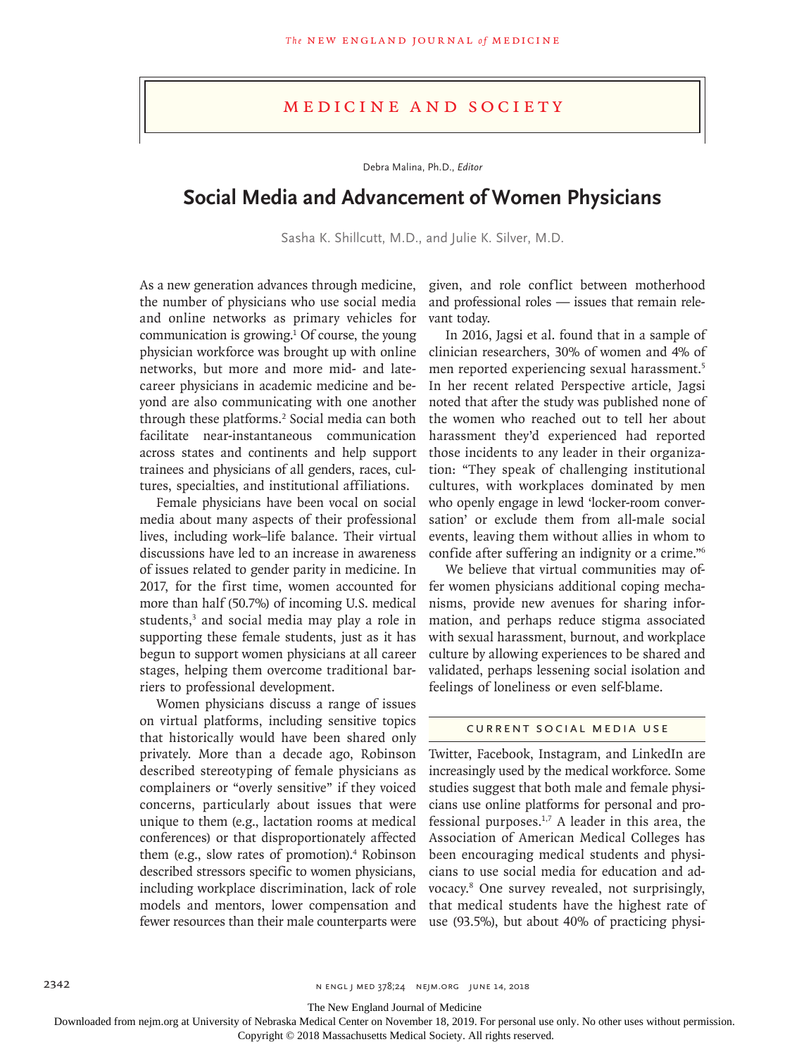# MEDICINE AND SOCIETY

Debra Malina, Ph.D., *Editor*

## Social Media and Advancement of Women Physicians

Sasha K. Shillcutt, M.D., and Julie K. Silver, M.D.

As a new generation advances through medicine, the number of physicians who use social media and online networks as primary vehicles for communication is growing.[1] Of course, the young physician workforce was brought up with online networks, but more and more mid- and late-career physicians in academic medicine and beyond are also communicating with one another through these platforms.[2] Social media can both facilitate near-instantaneous communication across states and continents and help support trainees and physicians of all genders, races, cultures, specialties, and institutional affiliations.

Female physicians have been vocal on social media about many aspects of their professional lives, including work–life balance. Their virtual discussions have led to an increase in awareness of issues related to gender parity in medicine. In 2017, for the first time, women accounted for more than half (50.7%) of incoming U.S. medical students,[3] and social media may play a role in supporting these female students, just as it has begun to support women physicians at all career stages, helping them overcome traditional barriers to professional development.

Women physicians discuss a range of issues on virtual platforms, including sensitive topics that historically would have been shared only privately. More than a decade ago, Robinson described stereotyping of female physicians as complainers or "overly sensitive" if they voiced concerns, particularly about issues that were unique to them (e.g., lactation rooms at medical conferences) or that disproportionately affected them (e.g., slow rates of promotion).[4] Robinson described stressors specific to women physicians, including workplace discrimination, lack of role models and mentors, lower compensation and fewer resources than their male counterparts were given, and role conflict between motherhood and professional roles — issues that remain relevant today.

In 2016, Jagsi et al. found that in a sample of clinician researchers, 30% of women and 4% of men reported experiencing sexual harassment.[5] In her recent related Perspective article, Jagsi noted that after the study was published none of the women who reached out to tell her about harassment they'd experienced had reported those incidents to any leader in their organization: "They speak of challenging institutional cultures, with workplaces dominated by men who openly engage in lewd 'locker-room conversation' or exclude them from all-male social events, leaving them without allies in whom to confide after suffering an indignity or a crime."[6]

We believe that virtual communities may offer women physicians additional coping mechanisms, provide new avenues for sharing information, and perhaps reduce stigma associated with sexual harassment, burnout, and workplace culture by allowing experiences to be shared and validated, perhaps lessening social isolation and feelings of loneliness or even self-blame.

### CURRENT SOCIAL MEDIA USE

Twitter, Facebook, Instagram, and LinkedIn are increasingly used by the medical workforce. Some studies suggest that both male and female physicians use online platforms for personal and professional purposes.[1,7] A leader in this area, the Association of American Medical Colleges has been encouraging medical students and physicians to use social media for education and advocacy.[8] One survey revealed, not surprisingly, that medical students have the highest rate of use (93.5%), but about 40% of practicing physi-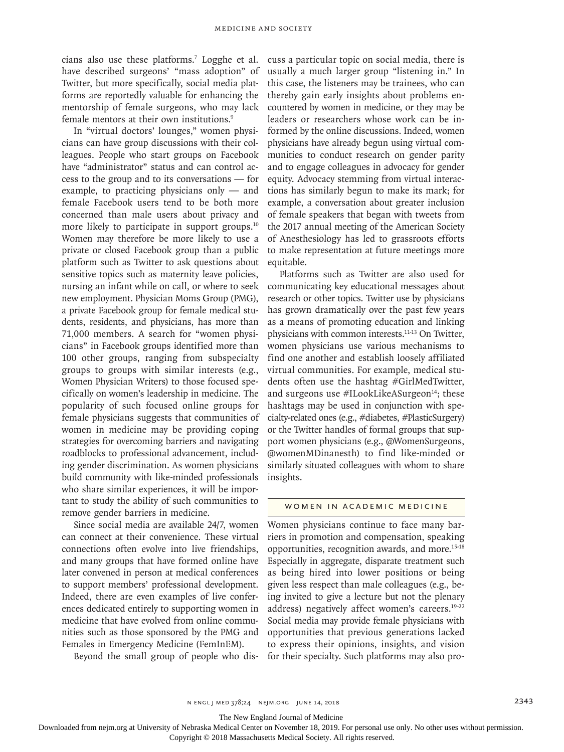cians also use these platforms.[7] Logghe et al. have described surgeons' "mass adoption" of Twitter, but more specifically, social media platforms are reportedly valuable for enhancing the mentorship of female surgeons, who may lack female mentors at their own institutions.[9]

In "virtual doctors' lounges," women physicians can have group discussions with their colleagues. People who start groups on Facebook have "administrator" status and can control access to the group and to its conversations — for example, to practicing physicians only — and female Facebook users tend to be both more concerned than male users about privacy and more likely to participate in support groups.[10] Women may therefore be more likely to use a private or closed Facebook group than a public platform such as Twitter to ask questions about sensitive topics such as maternity leave policies, nursing an infant while on call, or where to seek new employment. Physician Moms Group (PMG), a private Facebook group for female medical students, residents, and physicians, has more than 71,000 members. A search for "women physicians" in Facebook groups identified more than 100 other groups, ranging from subspecialty groups to groups with similar interests (e.g., Women Physician Writers) to those focused specifically on women's leadership in medicine. The popularity of such focused online groups for female physicians suggests that communities of women in medicine may be providing coping strategies for overcoming barriers and navigating roadblocks to professional advancement, including gender discrimination. As women physicians build community with like-minded professionals who share similar experiences, it will be important to study the ability of such communities to remove gender barriers in medicine.

Since social media are available 24/7, women can connect at their convenience. These virtual connections often evolve into live friendships, and many groups that have formed online have later convened in person at medical conferences to support members' professional development. Indeed, there are even examples of live conferences dedicated entirely to supporting women in medicine that have evolved from online communities such as those sponsored by the PMG and Females in Emergency Medicine (FemInEM).

Beyond the small group of people who discuss a particular topic on social media, there is usually a much larger group "listening in." In this case, the listeners may be trainees, who can thereby gain early insights about problems encountered by women in medicine, or they may be leaders or researchers whose work can be informed by the online discussions. Indeed, women physicians have already begun using virtual communities to conduct research on gender parity and to engage colleagues in advocacy for gender equity. Advocacy stemming from virtual interactions has similarly begun to make its mark; for example, a conversation about greater inclusion of female speakers that began with tweets from the 2017 annual meeting of the American Society of Anesthesiology has led to grassroots efforts to make representation at future meetings more equitable.

Platforms such as Twitter are also used for communicating key educational messages about research or other topics. Twitter use by physicians has grown dramatically over the past few years as a means of promoting education and linking physicians with common interests.[11-13] On Twitter, women physicians use various mechanisms to find one another and establish loosely affiliated virtual communities. For example, medical students often use the hashtag #GirlMedTwitter, and surgeons use #ILookLikeASurgeon[14]; these hashtags may be used in conjunction with specialty-related ones (e.g., #diabetes, #PlasticSurgery) or the Twitter handles of formal groups that support women physicians (e.g., @WomenSurgeons, @womenMDinanesth) to find like-minded or similarly situated colleagues with whom to share insights.

## WOMEN IN ACADEMIC MEDICINE

Women physicians continue to face many barriers in promotion and compensation, speaking opportunities, recognition awards, and more.[15-18] Especially in aggregate, disparate treatment such as being hired into lower positions or being given less respect than male colleagues (e.g., being invited to give a lecture but not the plenary address) negatively affect women's careers.[19-22] Social media may provide female physicians with opportunities that previous generations lacked to express their opinions, insights, and vision for their specialty. Such platforms may also pro-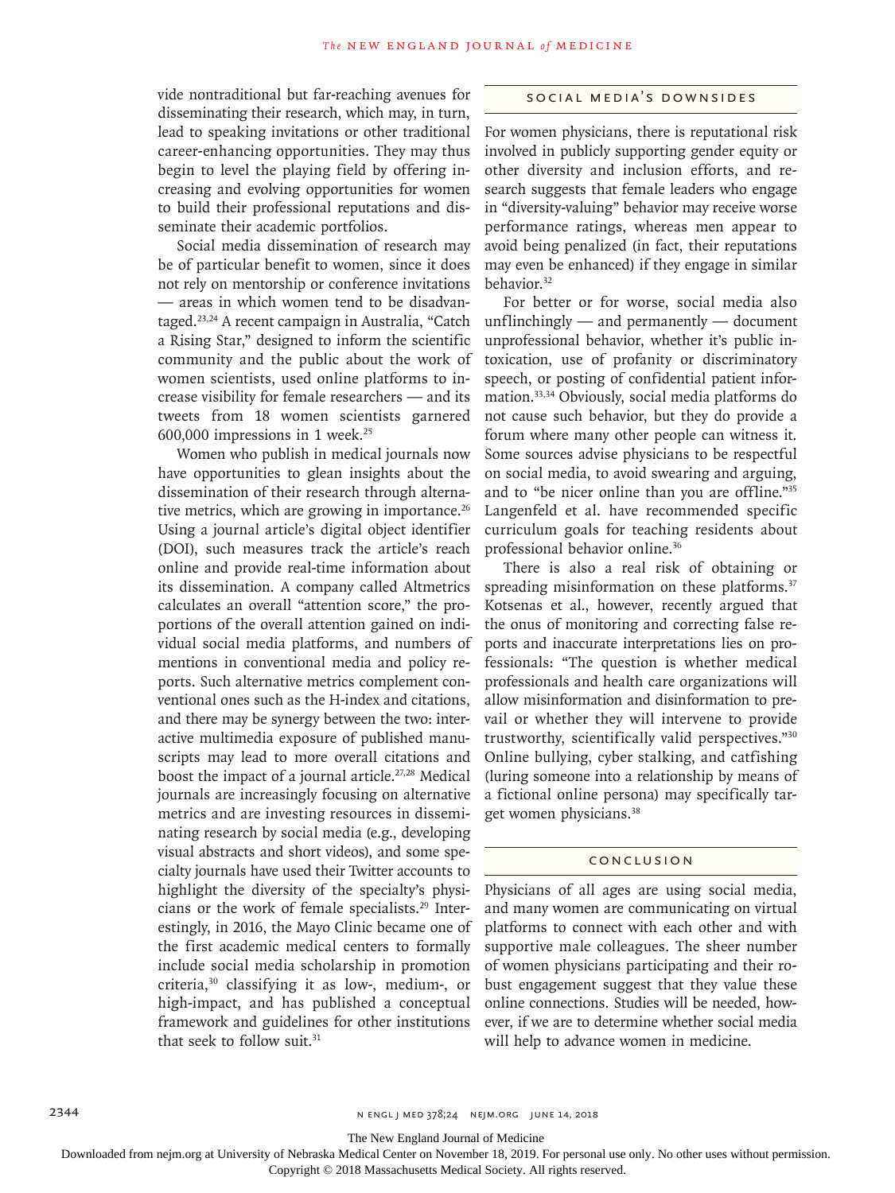vide nontraditional but far-reaching avenues for disseminating their research, which may, in turn, lead to speaking invitations or other traditional career-enhancing opportunities. They may thus begin to level the playing field by offering increasing and evolving opportunities for women to build their professional reputations and disseminate their academic portfolios.

Social media dissemination of research may be of particular benefit to women, since it does not rely on mentorship or conference invitations — areas in which women tend to be disadvantaged.[23,24] A recent campaign in Australia, "Catch a Rising Star," designed to inform the scientific community and the public about the work of women scientists, used online platforms to increase visibility for female researchers — and its tweets from 18 women scientists garnered 600,000 impressions in 1 week.[25]

Women who publish in medical journals now have opportunities to glean insights about the dissemination of their research through alternative metrics, which are growing in importance.[26] Using a journal article's digital object identifier (DOI), such measures track the article's reach online and provide real-time information about its dissemination. A company called Altmetrics calculates an overall "attention score," the proportions of the overall attention gained on individual social media platforms, and numbers of mentions in conventional media and policy reports. Such alternative metrics complement conventional ones such as the H-index and citations, and there may be synergy between the two: interactive multimedia exposure of published manuscripts may lead to more overall citations and boost the impact of a journal article.[27,28] Medical journals are increasingly focusing on alternative metrics and are investing resources in disseminating research by social media (e.g., developing visual abstracts and short videos), and some specialty journals have used their Twitter accounts to highlight the diversity of the specialty's physicians or the work of female specialists.[29] Interestingly, in 2016, the Mayo Clinic became one of the first academic medical centers to formally include social media scholarship in promotion criteria,[30] classifying it as low-, medium-, or high-impact, and has published a conceptual framework and guidelines for other institutions that seek to follow suit.[31]

## Social Media's Downsides

For women physicians, there is reputational risk involved in publicly supporting gender equity or other diversity and inclusion efforts, and research suggests that female leaders who engage in "diversity-valuing" behavior may receive worse performance ratings, whereas men appear to avoid being penalized (in fact, their reputations may even be enhanced) if they engage in similar behavior.[32]

For better or for worse, social media also unflinchingly — and permanently — document unprofessional behavior, whether it's public intoxication, use of profanity or discriminatory speech, or posting of confidential patient information.[33,34] Obviously, social media platforms do not cause such behavior, but they do provide a forum where many other people can witness it. Some sources advise physicians to be respectful on social media, to avoid swearing and arguing, and to "be nicer online than you are offline."[35] Langenfeld et al. have recommended specific curriculum goals for teaching residents about professional behavior online.[36]

There is also a real risk of obtaining or spreading misinformation on these platforms.[37] Kotsenas et al., however, recently argued that the onus of monitoring and correcting false reports and inaccurate interpretations lies on professionals: "The question is whether medical professionals and health care organizations will allow misinformation and disinformation to prevail or whether they will intervene to provide trustworthy, scientifically valid perspectives."[30] Online bullying, cyber stalking, and catfishing (luring someone into a relationship by means of a fictional online persona) may specifically target women physicians.[38]

## Conclusion

Physicians of all ages are using social media, and many women are communicating on virtual platforms to connect with each other and with supportive male colleagues. The sheer number of women physicians participating and their robust engagement suggest that they value these online connections. Studies will be needed, however, if we are to determine whether social media will help to advance women in medicine.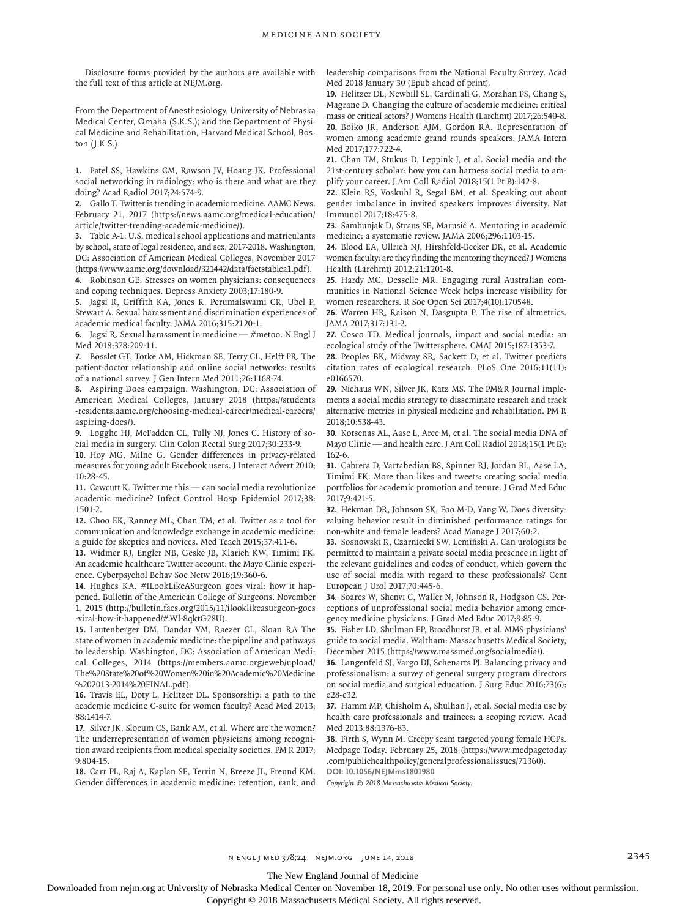Disclosure forms provided by the authors are available with the full text of this article at NEJM.org.

From the Department of Anesthesiology, University of Nebraska Medical Center, Omaha (S.K.S.); and the Department of Physical Medicine and Rehabilitation, Harvard Medical School, Boston (J.K.S.).

1. Patel SS, Hawkins CM, Rawson JV, Hoang JK. Professional social networking in radiology: who is there and what are they doing? Acad Radiol 2017;24:574-9.

2. Gallo T. Twitter is trending in academic medicine. AAMC News. February 21, 2017 (https://news.aamc.org/medical-education/article/twitter-trending-academic-medicine/).

3. Table A-1: U.S. medical school applications and matriculants by school, state of legal residence, and sex, 2017-2018. Washington, DC: Association of American Medical Colleges, November 2017 (https://www.aamc.org/download/321442/data/factstablea1.pdf).

4. Robinson GE. Stresses on women physicians: consequences and coping techniques. Depress Anxiety 2003;17:180-9.

5. Jagsi R, Griffith KA, Jones R, Perumalswami CR, Ubel P, Stewart A. Sexual harassment and discrimination experiences of academic medical faculty. JAMA 2016;315:2120-1.

6. Jagsi R. Sexual harassment in medicine — #metoo. N Engl J Med 2018;378:209-11.

7. Bosslet GT, Torke AM, Hickman SE, Terry CL, Helft PR. The patient-doctor relationship and online social networks: results of a national survey. J Gen Intern Med 2011;26:1168-74.

8. Aspiring Docs campaign. Washington, DC: Association of American Medical Colleges, January 2018 (https://students-residents.aamc.org/choosing-medical-career/medical-careers/aspiring-docs/).

9. Logghe HJ, McFadden CL, Tully NJ, Jones C. History of social media in surgery. Clin Colon Rectal Surg 2017;30:233-9.

10. Hoy MG, Milne G. Gender differences in privacy-related measures for young adult Facebook users. J Interact Advert 2010;10:28-45.

11. Cawcutt K. Twitter me this — can social media revolutionize academic medicine? Infect Control Hosp Epidemiol 2017;38:1501-2.

12. Choo EK, Ranney ML, Chan TM, et al. Twitter as a tool for communication and knowledge exchange in academic medicine: a guide for skeptics and novices. Med Teach 2015;37:411-6.

13. Widmer RJ, Engler NB, Geske JB, Klarich KW, Timimi FK. An academic healthcare Twitter account: the Mayo Clinic experience. Cyberpsychol Behav Soc Netw 2016;19:360-6.

14. Hughes KA. #ILookLikeASurgeon goes viral: how it happened. Bulletin of the American College of Surgeons. November 1, 2015 (http://bulletin.facs.org/2015/11/ilooklikeasurgeon-goes-viral-how-it-happened/#.WI-8qktG28U).

15. Lautenberger DM, Dandar VM, Raezer CL, Sloan RA The state of women in academic medicine: the pipeline and pathways to leadership. Washington, DC: Association of American Medical Colleges, 2014 (https://members.aamc.org/eweb/upload/The%20State%20of%20Women%20in%20Academic%20Medicine%202013-2014%20FINAL.pdf).

16. Travis EL, Doty L, Helitzer DL. Sponsorship: a path to the academic medicine C-suite for women faculty? Acad Med 2013;88:1414-7.

17. Silver JK, Slocum CS, Bank AM, et al. Where are the women? The underrepresentation of women physicians among recognition award recipients from medical specialty societies. PM R 2017;9:804-15.

18. Carr PL, Raj A, Kaplan SE, Terrin N, Breeze JL, Freund KM. Gender differences in academic medicine: retention, rank, and leadership comparisons from the National Faculty Survey. Acad Med 2018 January 30 (Epub ahead of print).

19. Helitzer DL, Newbill SL, Cardinali G, Morahan PS, Chang S, Magrane D. Changing the culture of academic medicine: critical mass or critical actors? J Womens Health (Larchmt) 2017;26:540-8.

20. Boiko JR, Anderson AJM, Gordon RA. Representation of women among academic grand rounds speakers. JAMA Intern Med 2017;177:722-4.

21. Chan TM, Stukus D, Leppink J, et al. Social media and the 21st-century scholar: how you can harness social media to amplify your career. J Am Coll Radiol 2018;15(1 Pt B):142-8.

22. Klein RS, Voskuhl R, Segal BM, et al. Speaking out about gender imbalance in invited speakers improves diversity. Nat Immunol 2017;18:475-8.

23. Sambunjak D, Straus SE, Marusić A. Mentoring in academic medicine: a systematic review. JAMA 2006;296:1103-15.

24. Blood EA, Ullrich NJ, Hirshfeld-Becker DR, et al. Academic women faculty: are they finding the mentoring they need? J Womens Health (Larchmt) 2012;21:1201-8.

25. Hardy MC, Desselle MR. Engaging rural Australian communities in National Science Week helps increase visibility for women researchers. R Soc Open Sci 2017;4(10):170548.

26. Warren HR, Raison N, Dasgupta P. The rise of altmetrics. JAMA 2017;317:131-2.

27. Cosco TD. Medical journals, impact and social media: an ecological study of the Twittersphere. CMAJ 2015;187:1353-7.

28. Peoples BK, Midway SR, Sackett D, et al. Twitter predicts citation rates of ecological research. PLoS One 2016;11(11):e0166570.

29. Niehaus WN, Silver JK, Katz MS. The PM&R Journal implements a social media strategy to disseminate research and track alternative metrics in physical medicine and rehabilitation. PM R 2018;10:538-43.

30. Kotsenas AL, Aase L, Arce M, et al. The social media DNA of Mayo Clinic — and health care. J Am Coll Radiol 2018;15(1 Pt B):162-6.

31. Cabrera D, Vartabedian BS, Spinner RJ, Jordan BL, Aase LA, Timimi FK. More than likes and tweets: creating social media portfolios for academic promotion and tenure. J Grad Med Educ 2017;9:421-5.

32. Hekman DR, Johnson SK, Foo M-D, Yang W. Does diversity-valuing behavior result in diminished performance ratings for non-white and female leaders? Acad Manage J 2017;60:2.

33. Sosnowski R, Czarniecki SW, Lemiński A. Can urologists be permitted to maintain a private social media presence in light of the relevant guidelines and codes of conduct, which govern the use of social media with regard to these professionals? Cent European J Urol 2017;70:445-6.

34. Soares W, Shenvi C, Waller N, Johnson R, Hodgson CS. Perceptions of unprofessional social media behavior among emergency medicine physicians. J Grad Med Educ 2017;9:85-9.

35. Fisher LD, Shulman EP, Broadhurst JB, et al. MMS physicians' guide to social media. Waltham: Massachusetts Medical Society, December 2015 (https://www.massmed.org/socialmedia/).

36. Langenfeld SJ, Vargo DJ, Schenarts PJ. Balancing privacy and professionalism: a survey of general surgery program directors on social media and surgical education. J Surg Educ 2016;73(6):e28-e32.

37. Hamm MP, Chisholm A, Shulhan J, et al. Social media use by health care professionals and trainees: a scoping review. Acad Med 2013;88:1376-83.

38. Firth S, Wynn M. Creepy scam targeted young female HCPs. Medpage Today. February 25, 2018 (https://www.medpagetoday.com/publichealthpolicy/generalprofessionalissues/71360).

**DOI: 10.1056/NEJMms1801980**

*Copyright © 2018 Massachusetts Medical Society.*